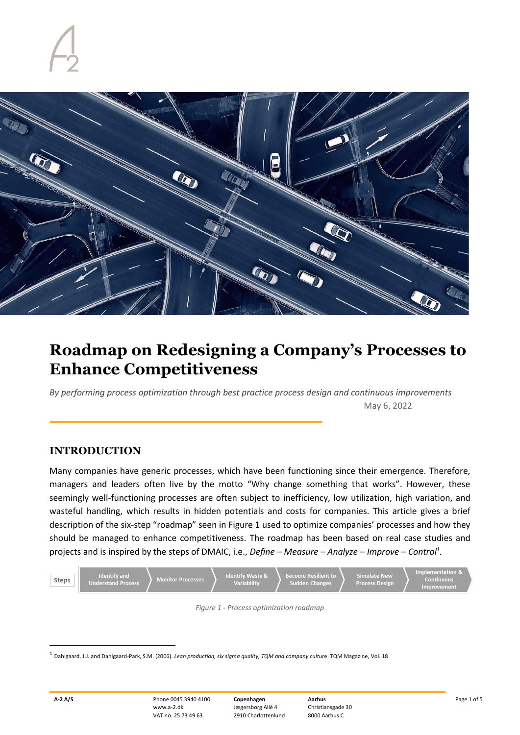# Roadmap on Redesigning a Company's Processes to Enhance Competitiveness

*By performing process optimization through best practice process design and continuous improvements*

May 6, 2022

## INTRODUCTION

Many companies have generic processes, which have been functioning since their emergence. Therefore, managers and leaders often live by the motto "Why change something that works". However, these seemingly well-functioning processes are often subject to inefficiency, low utilization, high variation, and wasteful handling, which results in hidden potentials and costs for companies. This article gives a brief description of the six-step "roadmap" seen in Figure 1 used to optimize companies' processes and how they should be managed to enhance competitiveness. The roadmap has been based on real case studies and projects and is inspired by the steps of DMAIC, i.e., *Define – Measure – Analyze – Improve – Control*[1].

Steps

Identify and Understand Process

Monitor Processes

Identify Waste & Variability

Become Resilient to Sudden Changes

Simulate New Process Design

Implementation & Continuous Improvement

*Figure 1 - Process optimization roadmap*

[1] Dahlgaard, J.J. and Dahlgaard-Park, S.M. (2006). *Lean production, six sigma quality, TQM and company culture*. TQM Magazine, Vol. 18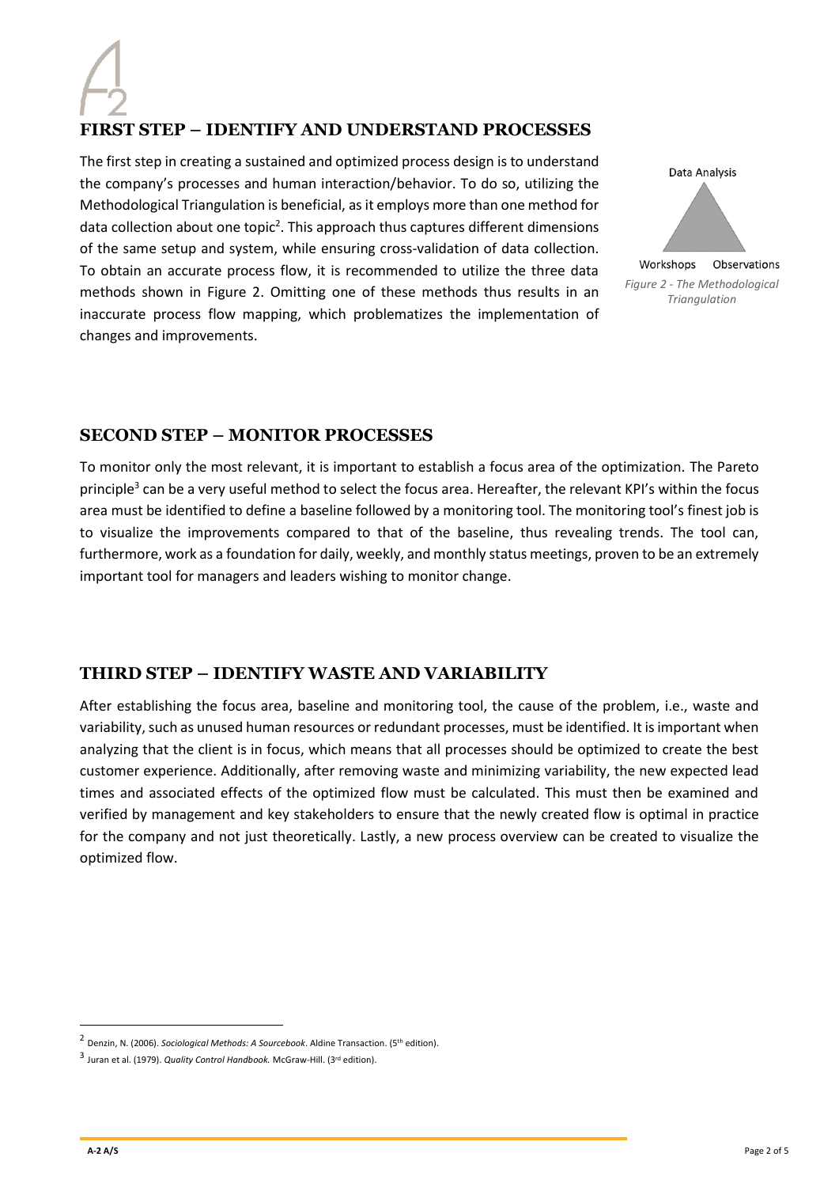## FIRST STEP – IDENTIFY AND UNDERSTAND PROCESSES

The first step in creating a sustained and optimized process design is to understand the company's processes and human interaction/behavior. To do so, utilizing the Methodological Triangulation is beneficial, as it employs more than one method for data collection about one topic[2]. This approach thus captures different dimensions of the same setup and system, while ensuring cross-validation of data collection. To obtain an accurate process flow, it is recommended to utilize the three data methods shown in Figure 2. Omitting one of these methods thus results in an inaccurate process flow mapping, which problematizes the implementation of changes and improvements.

Data Analysis

Workshops Observations

*Figure 2 - The Methodological Triangulation*

## SECOND STEP – MONITOR PROCESSES

To monitor only the most relevant, it is important to establish a focus area of the optimization. The Pareto principle[3] can be a very useful method to select the focus area. Hereafter, the relevant KPI's within the focus area must be identified to define a baseline followed by a monitoring tool. The monitoring tool's finest job is to visualize the improvements compared to that of the baseline, thus revealing trends. The tool can, furthermore, work as a foundation for daily, weekly, and monthly status meetings, proven to be an extremely important tool for managers and leaders wishing to monitor change.

## THIRD STEP – IDENTIFY WASTE AND VARIABILITY

After establishing the focus area, baseline and monitoring tool, the cause of the problem, i.e., waste and variability, such as unused human resources or redundant processes, must be identified. It is important when analyzing that the client is in focus, which means that all processes should be optimized to create the best customer experience. Additionally, after removing waste and minimizing variability, the new expected lead times and associated effects of the optimized flow must be calculated. This must then be examined and verified by management and key stakeholders to ensure that the newly created flow is optimal in practice for the company and not just theoretically. Lastly, a new process overview can be created to visualize the optimized flow.

---

[2] Denzin, N. (2006). *Sociological Methods: A Sourcebook*. Aldine Transaction. (5th edition).

[3] Juran et al. (1979). *Quality Control Handbook.* McGraw-Hill. (3rd edition).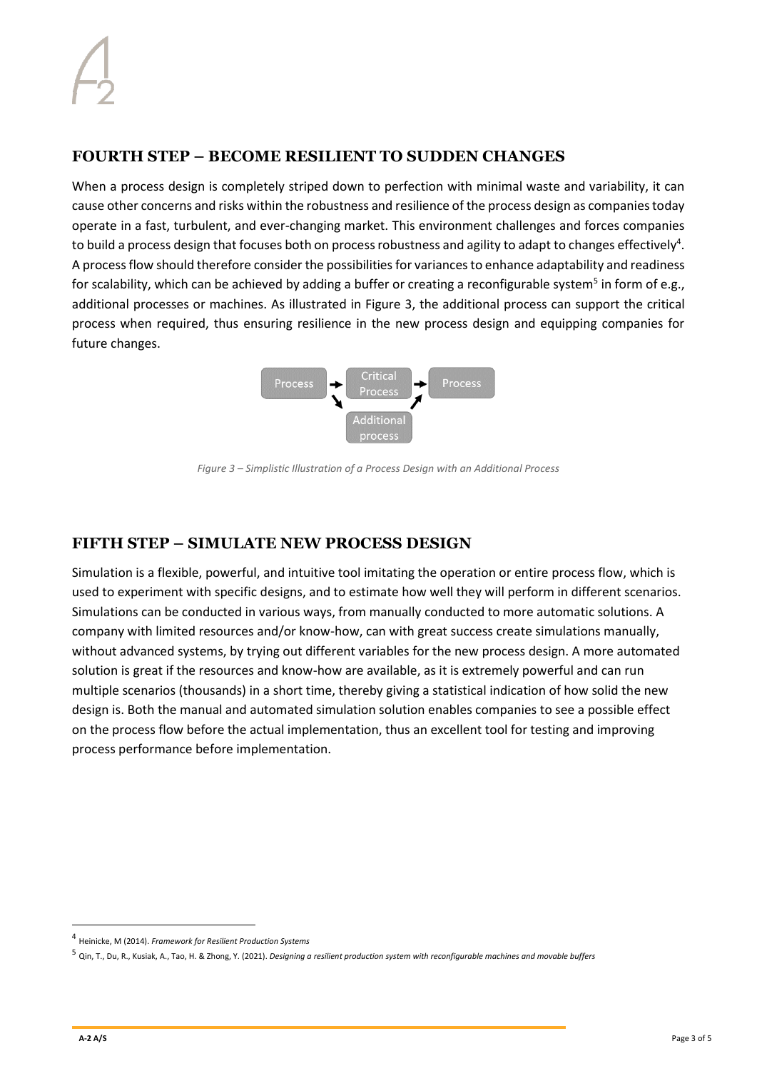## FOURTH STEP – BECOME RESILIENT TO SUDDEN CHANGES

When a process design is completely striped down to perfection with minimal waste and variability, it can cause other concerns and risks within the robustness and resilience of the process design as companies today operate in a fast, turbulent, and ever-changing market. This environment challenges and forces companies to build a process design that focuses both on process robustness and agility to adapt to changes effectively[4]. A process flow should therefore consider the possibilities for variances to enhance adaptability and readiness for scalability, which can be achieved by adding a buffer or creating a reconfigurable system[5] in form of e.g., additional processes or machines. As illustrated in Figure 3, the additional process can support the critical process when required, thus ensuring resilience in the new process design and equipping companies for future changes.

Process
Critical Process
Process
Additional process

*Figure 3 – Simplistic Illustration of a Process Design with an Additional Process*

## FIFTH STEP – SIMULATE NEW PROCESS DESIGN

Simulation is a flexible, powerful, and intuitive tool imitating the operation or entire process flow, which is used to experiment with specific designs, and to estimate how well they will perform in different scenarios. Simulations can be conducted in various ways, from manually conducted to more automatic solutions. A company with limited resources and/or know-how, can with great success create simulations manually, without advanced systems, by trying out different variables for the new process design. A more automated solution is great if the resources and know-how are available, as it is extremely powerful and can run multiple scenarios (thousands) in a short time, thereby giving a statistical indication of how solid the new design is. Both the manual and automated simulation solution enables companies to see a possible effect on the process flow before the actual implementation, thus an excellent tool for testing and improving process performance before implementation.

[4] Heinicke, M (2014). *Framework for Resilient Production Systems*

[5] Qin, T., Du, R., Kusiak, A., Tao, H. & Zhong, Y. (2021). *Designing a resilient production system with reconfigurable machines and movable buffers*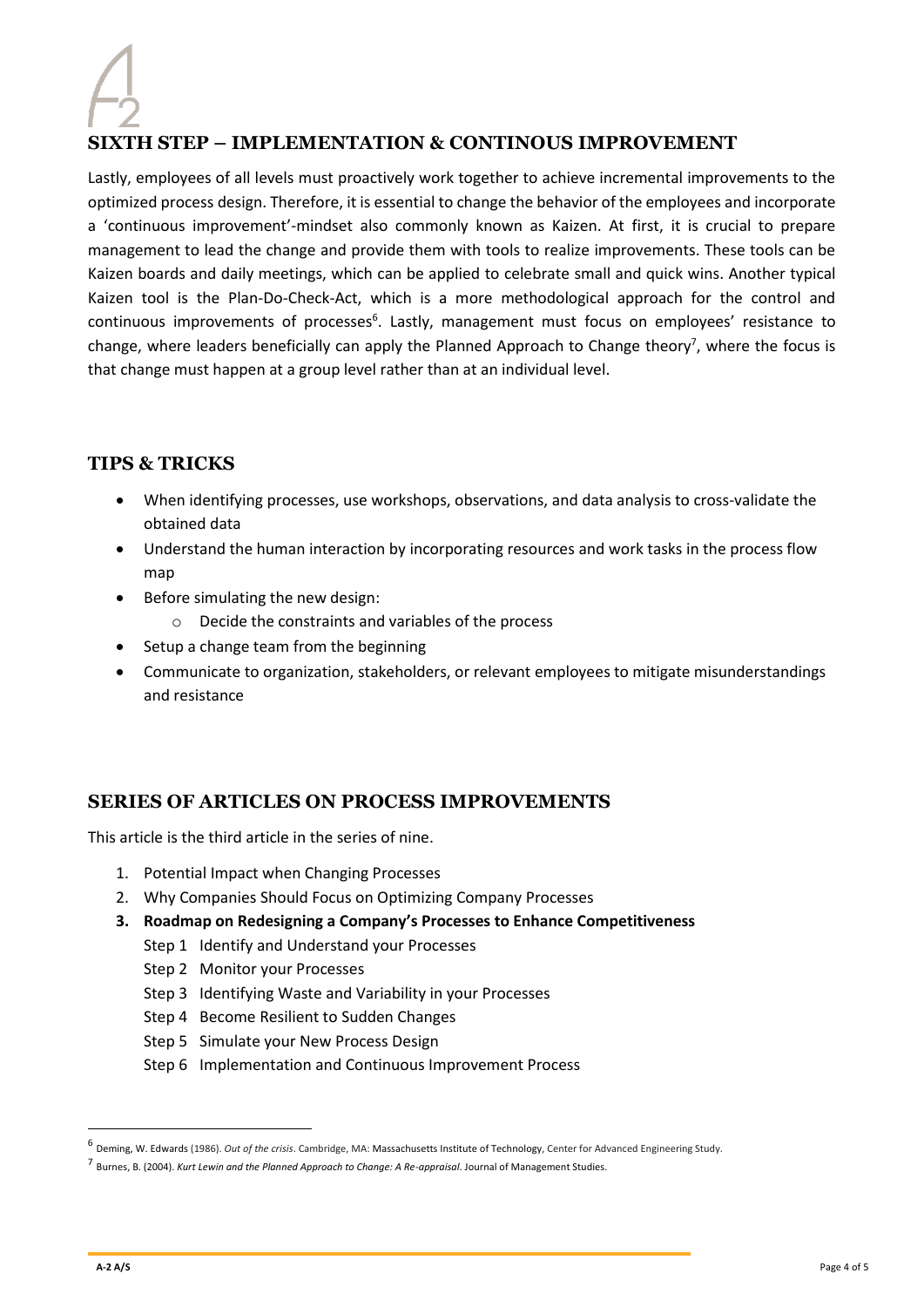## SIXTH STEP – IMPLEMENTATION & CONTINOUS IMPROVEMENT

Lastly, employees of all levels must proactively work together to achieve incremental improvements to the optimized process design. Therefore, it is essential to change the behavior of the employees and incorporate a 'continuous improvement'-mindset also commonly known as Kaizen. At first, it is crucial to prepare management to lead the change and provide them with tools to realize improvements. These tools can be Kaizen boards and daily meetings, which can be applied to celebrate small and quick wins. Another typical Kaizen tool is the Plan-Do-Check-Act, which is a more methodological approach for the control and continuous improvements of processes[6]. Lastly, management must focus on employees' resistance to change, where leaders beneficially can apply the Planned Approach to Change theory[7], where the focus is that change must happen at a group level rather than at an individual level.

## TIPS & TRICKS

- When identifying processes, use workshops, observations, and data analysis to cross-validate the obtained data
- Understand the human interaction by incorporating resources and work tasks in the process flow map
- Before simulating the new design:
  - Decide the constraints and variables of the process
- Setup a change team from the beginning
- Communicate to organization, stakeholders, or relevant employees to mitigate misunderstandings and resistance

## SERIES OF ARTICLES ON PROCESS IMPROVEMENTS

This article is the third article in the series of nine.

1. Potential Impact when Changing Processes
2. Why Companies Should Focus on Optimizing Company Processes
3. **Roadmap on Redesigning a Company's Processes to Enhance Competitiveness**
   - Step 1 Identify and Understand your Processes
   - Step 2 Monitor your Processes
   - Step 3 Identifying Waste and Variability in your Processes
   - Step 4 Become Resilient to Sudden Changes
   - Step 5 Simulate your New Process Design
   - Step 6 Implementation and Continuous Improvement Process

---

[6] Deming, W. Edwards (1986). *Out of the crisis*. Cambridge, MA: Massachusetts Institute of Technology, Center for Advanced Engineering Study.

[7] Burnes, B. (2004). *Kurt Lewin and the Planned Approach to Change: A Re-appraisal*. Journal of Management Studies.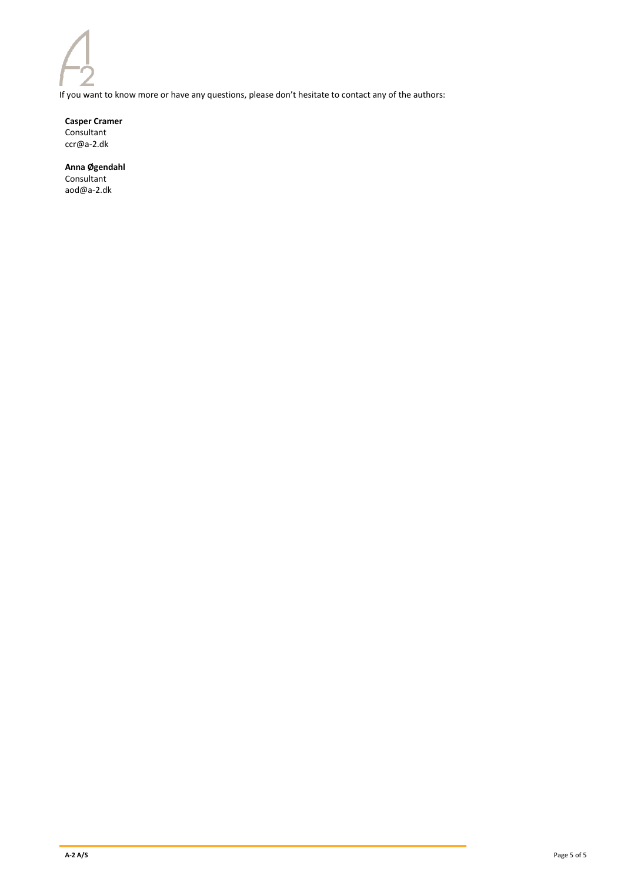If you want to know more or have any questions, please don't hesitate to contact any of the authors:

**Casper Cramer**
Consultant
ccr@a-2.dk

**Anna Øgendahl**
Consultant
aod@a-2.dk